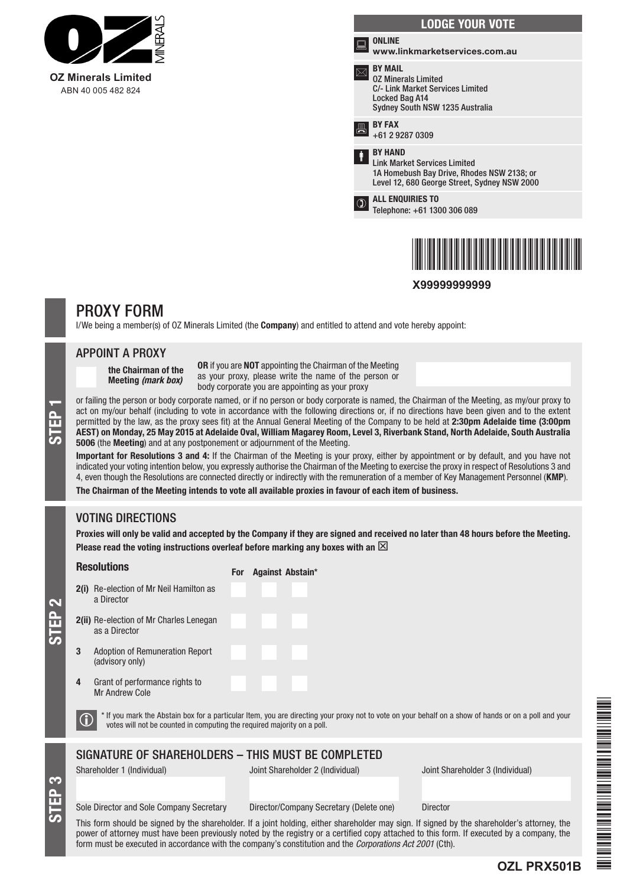**OZ Minerals Limited**
ABN 40 005 482 824

## LODGE YOUR VOTE

**ONLINE**
**www.linkmarketservices.com.au**

**BY MAIL**
OZ Minerals Limited
C/- Link Market Services Limited
Locked Bag A14
Sydney South NSW 1235 Australia

**BY FAX**
+61 2 9287 0309

**BY HAND**
Link Market Services Limited
1A Homebush Bay Drive, Rhodes NSW 2138; or
Level 12, 680 George Street, Sydney NSW 2000

**ALL ENQUIRIES TO**
Telephone: +61 1300 306 089

**X99999999999**

# PROXY FORM

I/We being a member(s) of OZ Minerals Limited (the **Company**) and entitled to attend and vote hereby appoint:

## STEP 1

### APPOINT A PROXY

☐ **the Chairman of the Meeting** ***(mark box)***

**OR** if you are **NOT** appointing the Chairman of the Meeting as your proxy, please write the name of the person or body corporate you are appointing as your proxy

or failing the person or body corporate named, or if no person or body corporate is named, the Chairman of the Meeting, as my/our proxy to act on my/our behalf (including to vote in accordance with the following directions or, if no directions have been given and to the extent permitted by the law, as the proxy sees fit) at the Annual General Meeting of the Company to be held at **2:30pm Adelaide time (3:00pm AEST) on Monday, 25 May 2015 at Adelaide Oval, William Magarey Room, Level 3, Riverbank Stand, North Adelaide, South Australia 5006** (the **Meeting**) and at any postponement or adjournment of the Meeting.

**Important for Resolutions 3 and 4:** If the Chairman of the Meeting is your proxy, either by appointment or by default, and you have not indicated your voting intention below, you expressly authorise the Chairman of the Meeting to exercise the proxy in respect of Resolutions 3 and 4, even though the Resolutions are connected directly or indirectly with the remuneration of a member of Key Management Personnel (**KMP**).

**The Chairman of the Meeting intends to vote all available proxies in favour of each item of business.**

## STEP 2

### VOTING DIRECTIONS

**Proxies will only be valid and accepted by the Company if they are signed and received no later than 48 hours before the Meeting.**
**Please read the voting instructions overleaf before marking any boxes with an ☒**

| Resolutions | | For | Against | Abstain* |
|---|---|---|---|---|
| 2(i) | Re-election of Mr Neil Hamilton as a Director | | | |
| 2(ii) | Re-election of Mr Charles Lenegan as a Director | | | |
| 3 | Adoption of Remuneration Report (advisory only) | | | |
| 4 | Grant of performance rights to Mr Andrew Cole | | | |

\* If you mark the Abstain box for a particular Item, you are directing your proxy not to vote on your behalf on a show of hands or on a poll and your votes will not be counted in computing the required majority on a poll.

## STEP 3

### SIGNATURE OF SHAREHOLDERS – THIS MUST BE COMPLETED

| Shareholder 1 (Individual) | Joint Shareholder 2 (Individual) | Joint Shareholder 3 (Individual) |
|---|---|---|
| | | |
| Sole Director and Sole Company Secretary | Director/Company Secretary (Delete one) | Director |

This form should be signed by the shareholder. If a joint holding, either shareholder may sign. If signed by the shareholder's attorney, the power of attorney must have been previously noted by the registry or a certified copy attached to this form. If executed by a company, the form must be executed in accordance with the company's constitution and the *Corporations Act 2001* (Cth).

**OZL PRX501B**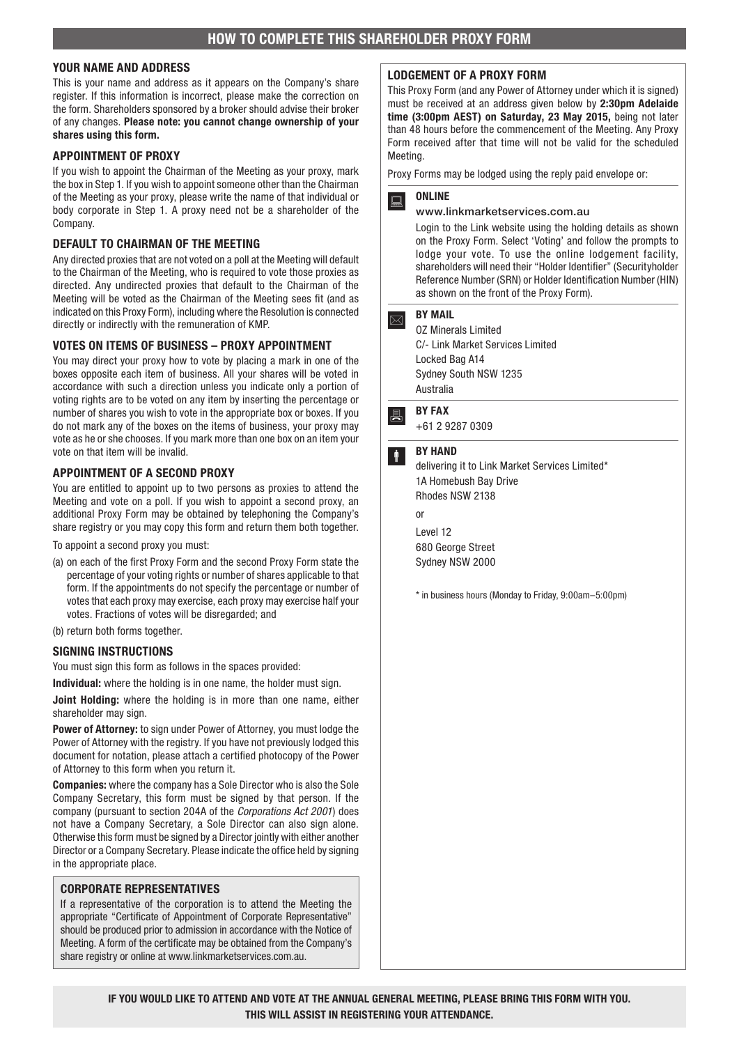# HOW TO COMPLETE THIS SHAREHOLDER PROXY FORM

### YOUR NAME AND ADDRESS

This is your name and address as it appears on the Company's share register. If this information is incorrect, please make the correction on the form. Shareholders sponsored by a broker should advise their broker of any changes. **Please note: you cannot change ownership of your shares using this form.**

### APPOINTMENT OF PROXY

If you wish to appoint the Chairman of the Meeting as your proxy, mark the box in Step 1. If you wish to appoint someone other than the Chairman of the Meeting as your proxy, please write the name of that individual or body corporate in Step 1. A proxy need not be a shareholder of the Company.

### DEFAULT TO CHAIRMAN OF THE MEETING

Any directed proxies that are not voted on a poll at the Meeting will default to the Chairman of the Meeting, who is required to vote those proxies as directed. Any undirected proxies that default to the Chairman of the Meeting will be voted as the Chairman of the Meeting sees fit (and as indicated on this Proxy Form), including where the Resolution is connected directly or indirectly with the remuneration of KMP.

### VOTES ON ITEMS OF BUSINESS – PROXY APPOINTMENT

You may direct your proxy how to vote by placing a mark in one of the boxes opposite each item of business. All your shares will be voted in accordance with such a direction unless you indicate only a portion of voting rights are to be voted on any item by inserting the percentage or number of shares you wish to vote in the appropriate box or boxes. If you do not mark any of the boxes on the items of business, your proxy may vote as he or she chooses. If you mark more than one box on an item your vote on that item will be invalid.

### APPOINTMENT OF A SECOND PROXY

You are entitled to appoint up to two persons as proxies to attend the Meeting and vote on a poll. If you wish to appoint a second proxy, an additional Proxy Form may be obtained by telephoning the Company's share registry or you may copy this form and return them both together.

To appoint a second proxy you must:

(a) on each of the first Proxy Form and the second Proxy Form state the percentage of your voting rights or number of shares applicable to that form. If the appointments do not specify the percentage or number of votes that each proxy may exercise, each proxy may exercise half your votes. Fractions of votes will be disregarded; and

(b) return both forms together.

### SIGNING INSTRUCTIONS

You must sign this form as follows in the spaces provided:

**Individual:** where the holding is in one name, the holder must sign.

**Joint Holding:** where the holding is in more than one name, either shareholder may sign.

**Power of Attorney:** to sign under Power of Attorney, you must lodge the Power of Attorney with the registry. If you have not previously lodged this document for notation, please attach a certified photocopy of the Power of Attorney to this form when you return it.

**Companies:** where the company has a Sole Director who is also the Sole Company Secretary, this form must be signed by that person. If the company (pursuant to section 204A of the *Corporations Act 2001*) does not have a Company Secretary, a Sole Director can also sign alone. Otherwise this form must be signed by a Director jointly with either another Director or a Company Secretary. Please indicate the office held by signing in the appropriate place.

### CORPORATE REPRESENTATIVES

If a representative of the corporation is to attend the Meeting the appropriate "Certificate of Appointment of Corporate Representative" should be produced prior to admission in accordance with the Notice of Meeting. A form of the certificate may be obtained from the Company's share registry or online at www.linkmarketservices.com.au.

### LODGEMENT OF A PROXY FORM

This Proxy Form (and any Power of Attorney under which it is signed) must be received at an address given below by **2:30pm Adelaide time (3:00pm AEST) on Saturday, 23 May 2015,** being not later than 48 hours before the commencement of the Meeting. Any Proxy Form received after that time will not be valid for the scheduled Meeting.

Proxy Forms may be lodged using the reply paid envelope or:

**ONLINE**

www.linkmarketservices.com.au

Login to the Link website using the holding details as shown on the Proxy Form. Select 'Voting' and follow the prompts to lodge your vote. To use the online lodgement facility, shareholders will need their "Holder Identifier" (Securityholder Reference Number (SRN) or Holder Identification Number (HIN) as shown on the front of the Proxy Form).

**BY MAIL**

OZ Minerals Limited
C/- Link Market Services Limited
Locked Bag A14
Sydney South NSW 1235
Australia

**BY FAX**

+61 2 9287 0309

**BY HAND**

delivering it to Link Market Services Limited*
1A Homebush Bay Drive
Rhodes NSW 2138

or

Level 12
680 George Street
Sydney NSW 2000

\* in business hours (Monday to Friday, 9:00am–5:00pm)

**IF YOU WOULD LIKE TO ATTEND AND VOTE AT THE ANNUAL GENERAL MEETING, PLEASE BRING THIS FORM WITH YOU. THIS WILL ASSIST IN REGISTERING YOUR ATTENDANCE.**